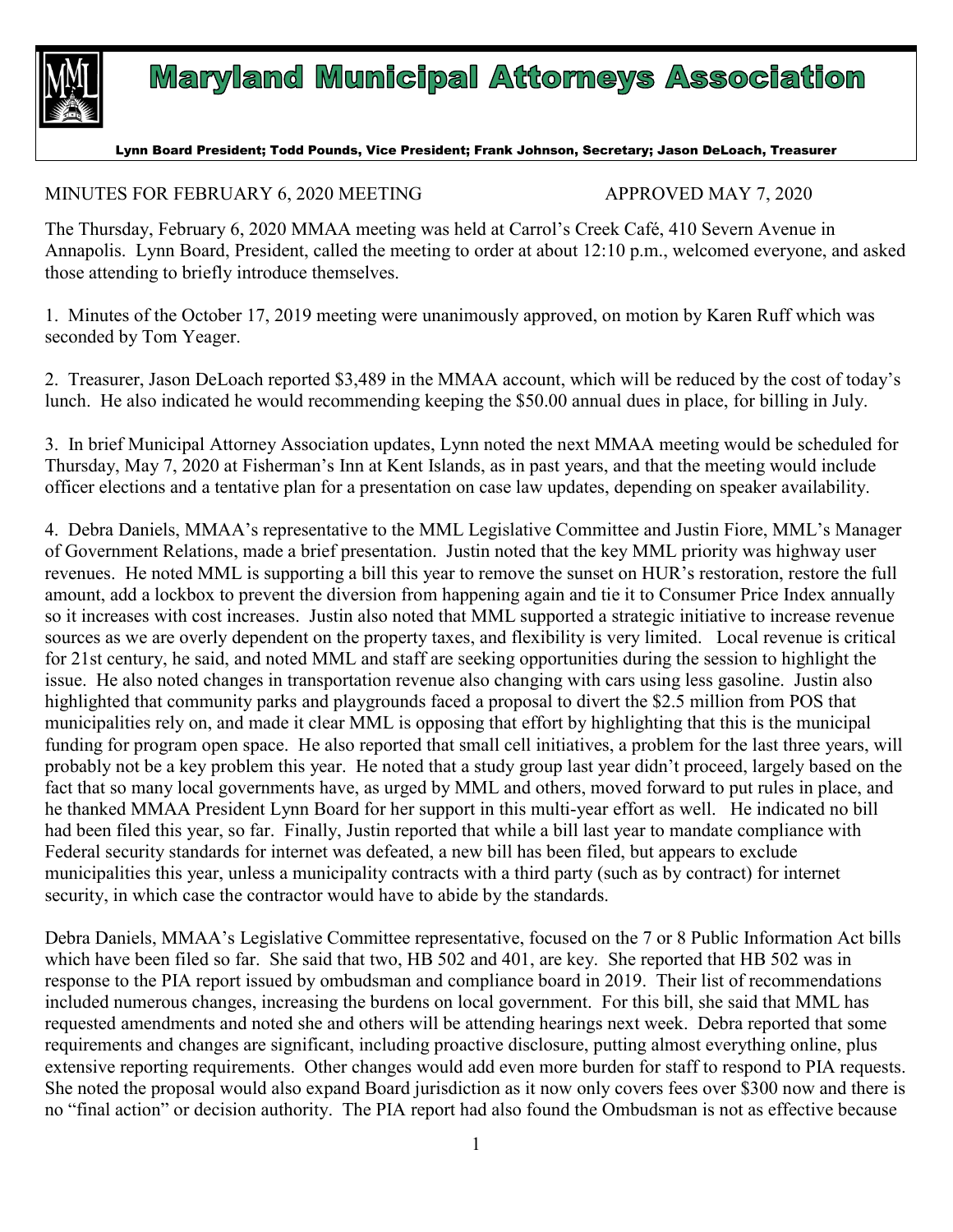# Maryland Municipal Attorneys Association

Lynn Board President; Todd Pounds, Vice President; Frank Johnson, Secretary; Jason DeLoach, Treasurer

MINUTES FOR FEBRUARY 6, 2020 MEETING APPROVED MAY 7, 2020

The Thursday, February 6, 2020 MMAA meeting was held at Carrol's Creek Café, 410 Severn Avenue in Annapolis. Lynn Board, President, called the meeting to order at about 12:10 p.m., welcomed everyone, and asked those attending to briefly introduce themselves.

1. Minutes of the October 17, 2019 meeting were unanimously approved, on motion by Karen Ruff which was seconded by Tom Yeager.

2. Treasurer, Jason DeLoach reported $3,489 in the MMAA account, which will be reduced by the cost of today's lunch. He also indicated he would recommending keeping the $50.00 annual dues in place, for billing in July.

3. In brief Municipal Attorney Association updates, Lynn noted the next MMAA meeting would be scheduled for Thursday, May 7, 2020 at Fisherman's Inn at Kent Islands, as in past years, and that the meeting would include officer elections and a tentative plan for a presentation on case law updates, depending on speaker availability.

4. Debra Daniels, MMAA's representative to the MML Legislative Committee and Justin Fiore, MML's Manager of Government Relations, made a brief presentation. Justin noted that the key MML priority was highway user revenues. He noted MML is supporting a bill this year to remove the sunset on HUR's restoration, restore the full amount, add a lockbox to prevent the diversion from happening again and tie it to Consumer Price Index annually so it increases with cost increases. Justin also noted that MML supported a strategic initiative to increase revenue sources as we are overly dependent on the property taxes, and flexibility is very limited. Local revenue is critical for 21st century, he said, and noted MML and staff are seeking opportunities during the session to highlight the issue. He also noted changes in transportation revenue also changing with cars using less gasoline. Justin also highlighted that community parks and playgrounds faced a proposal to divert the $2.5 million from POS that municipalities rely on, and made it clear MML is opposing that effort by highlighting that this is the municipal funding for program open space. He also reported that small cell initiatives, a problem for the last three years, will probably not be a key problem this year. He noted that a study group last year didn't proceed, largely based on the fact that so many local governments have, as urged by MML and others, moved forward to put rules in place, and he thanked MMAA President Lynn Board for her support in this multi-year effort as well. He indicated no bill had been filed this year, so far. Finally, Justin reported that while a bill last year to mandate compliance with Federal security standards for internet was defeated, a new bill has been filed, but appears to exclude municipalities this year, unless a municipality contracts with a third party (such as by contract) for internet security, in which case the contractor would have to abide by the standards.

Debra Daniels, MMAA's Legislative Committee representative, focused on the 7 or 8 Public Information Act bills which have been filed so far. She said that two, HB 502 and 401, are key. She reported that HB 502 was in response to the PIA report issued by ombudsman and compliance board in 2019. Their list of recommendations included numerous changes, increasing the burdens on local government. For this bill, she said that MML has requested amendments and noted she and others will be attending hearings next week. Debra reported that some requirements and changes are significant, including proactive disclosure, putting almost everything online, plus extensive reporting requirements. Other changes would add even more burden for staff to respond to PIA requests. She noted the proposal would also expand Board jurisdiction as it now only covers fees over $300 now and there is no "final action" or decision authority. The PIA report had also found the Ombudsman is not as effective because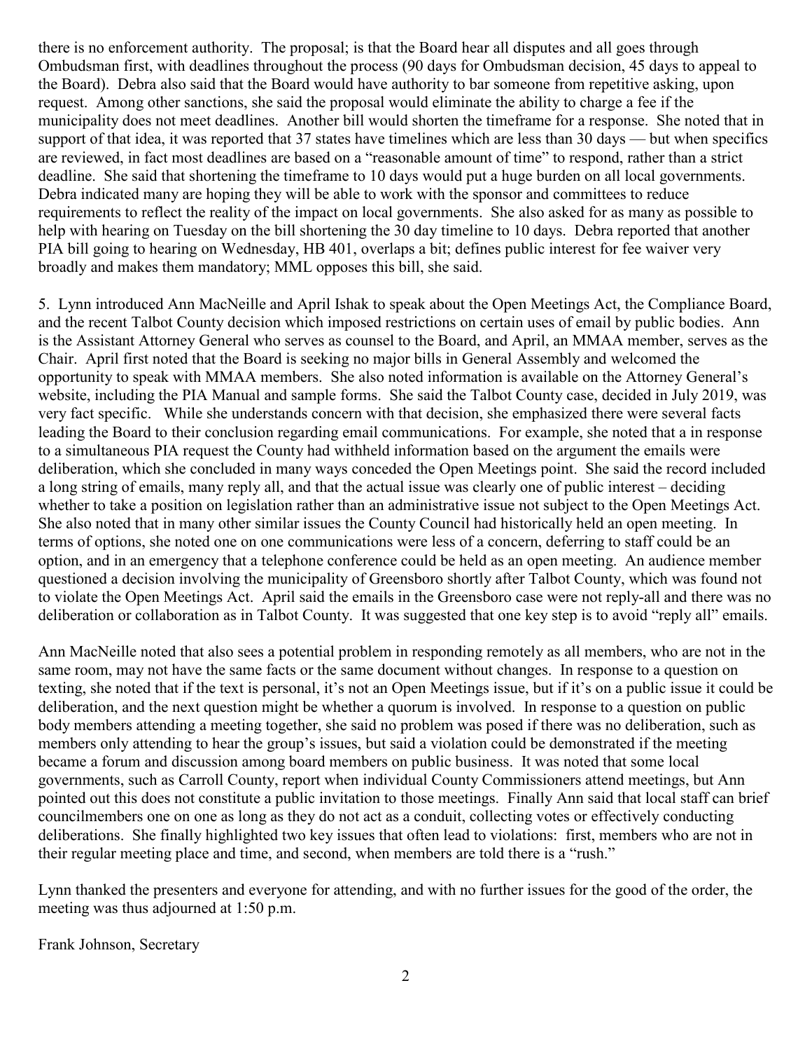there is no enforcement authority. The proposal; is that the Board hear all disputes and all goes through Ombudsman first, with deadlines throughout the process (90 days for Ombudsman decision, 45 days to appeal to the Board). Debra also said that the Board would have authority to bar someone from repetitive asking, upon request. Among other sanctions, she said the proposal would eliminate the ability to charge a fee if the municipality does not meet deadlines. Another bill would shorten the timeframe for a response. She noted that in support of that idea, it was reported that 37 states have timelines which are less than 30 days — but when specifics are reviewed, in fact most deadlines are based on a "reasonable amount of time" to respond, rather than a strict deadline. She said that shortening the timeframe to 10 days would put a huge burden on all local governments. Debra indicated many are hoping they will be able to work with the sponsor and committees to reduce requirements to reflect the reality of the impact on local governments. She also asked for as many as possible to help with hearing on Tuesday on the bill shortening the 30 day timeline to 10 days. Debra reported that another PIA bill going to hearing on Wednesday, HB 401, overlaps a bit; defines public interest for fee waiver very broadly and makes them mandatory; MML opposes this bill, she said.

5. Lynn introduced Ann MacNeille and April Ishak to speak about the Open Meetings Act, the Compliance Board, and the recent Talbot County decision which imposed restrictions on certain uses of email by public bodies. Ann is the Assistant Attorney General who serves as counsel to the Board, and April, an MMAA member, serves as the Chair. April first noted that the Board is seeking no major bills in General Assembly and welcomed the opportunity to speak with MMAA members. She also noted information is available on the Attorney General's website, including the PIA Manual and sample forms. She said the Talbot County case, decided in July 2019, was very fact specific. While she understands concern with that decision, she emphasized there were several facts leading the Board to their conclusion regarding email communications. For example, she noted that a in response to a simultaneous PIA request the County had withheld information based on the argument the emails were deliberation, which she concluded in many ways conceded the Open Meetings point. She said the record included a long string of emails, many reply all, and that the actual issue was clearly one of public interest – deciding whether to take a position on legislation rather than an administrative issue not subject to the Open Meetings Act. She also noted that in many other similar issues the County Council had historically held an open meeting. In terms of options, she noted one on one communications were less of a concern, deferring to staff could be an option, and in an emergency that a telephone conference could be held as an open meeting. An audience member questioned a decision involving the municipality of Greensboro shortly after Talbot County, which was found not to violate the Open Meetings Act. April said the emails in the Greensboro case were not reply-all and there was no deliberation or collaboration as in Talbot County. It was suggested that one key step is to avoid "reply all" emails.

Ann MacNeille noted that also sees a potential problem in responding remotely as all members, who are not in the same room, may not have the same facts or the same document without changes. In response to a question on texting, she noted that if the text is personal, it's not an Open Meetings issue, but if it's on a public issue it could be deliberation, and the next question might be whether a quorum is involved. In response to a question on public body members attending a meeting together, she said no problem was posed if there was no deliberation, such as members only attending to hear the group's issues, but said a violation could be demonstrated if the meeting became a forum and discussion among board members on public business. It was noted that some local governments, such as Carroll County, report when individual County Commissioners attend meetings, but Ann pointed out this does not constitute a public invitation to those meetings. Finally Ann said that local staff can brief councilmembers one on one as long as they do not act as a conduit, collecting votes or effectively conducting deliberations. She finally highlighted two key issues that often lead to violations: first, members who are not in their regular meeting place and time, and second, when members are told there is a "rush."

Lynn thanked the presenters and everyone for attending, and with no further issues for the good of the order, the meeting was thus adjourned at 1:50 p.m.

Frank Johnson, Secretary